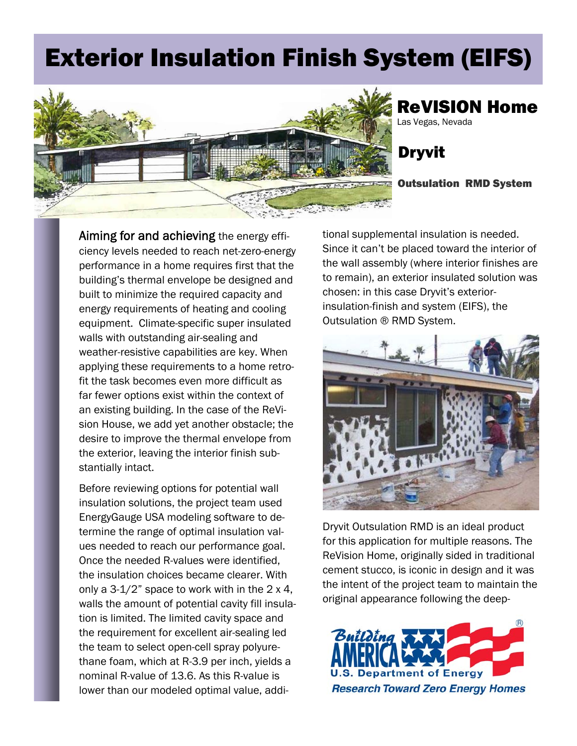# Exterior Insulation Finish System (EIFS)

## ReVISION Home

Las Vegas, Nevada

## Dryvit

**Outsulation RMD System**

**Aiming for and achieving** the energy efficiency levels needed to reach net-zero-energy performance in a home requires first that the building's thermal envelope be designed and built to minimize the required capacity and energy requirements of heating and cooling equipment. Climate-specific super insulated walls with outstanding air-sealing and weather-resistive capabilities are key. When applying these requirements to a home retrofit the task becomes even more difficult as far fewer options exist within the context of an existing building. In the case of the ReVision House, we add yet another obstacle; the desire to improve the thermal envelope from the exterior, leaving the interior finish substantially intact.

Before reviewing options for potential wall insulation solutions, the project team used EnergyGauge USA modeling software to determine the range of optimal insulation values needed to reach our performance goal. Once the needed R-values were identified, the insulation choices became clearer. With only a 3-1/2" space to work with in the 2 x 4, walls the amount of potential cavity fill insulation is limited. The limited cavity space and the requirement for excellent air-sealing led the team to select open-cell spray polyurethane foam, which at R-3.9 per inch, yields a nominal R-value of 13.6. As this R-value is lower than our modeled optimal value, additional supplemental insulation is needed. Since it can't be placed toward the interior of the wall assembly (where interior finishes are to remain), an exterior insulated solution was chosen: in this case Dryvit's exterior-insulation-finish and system (EIFS), the Outsulation ® RMD System.

Dryvit Outsulation RMD is an ideal product for this application for multiple reasons. The ReVision Home, originally sided in traditional cement stucco, is iconic in design and it was the intent of the project team to maintain the original appearance following the deep-

Building America U.S. Department of Energy
*Research Toward Zero Energy Homes*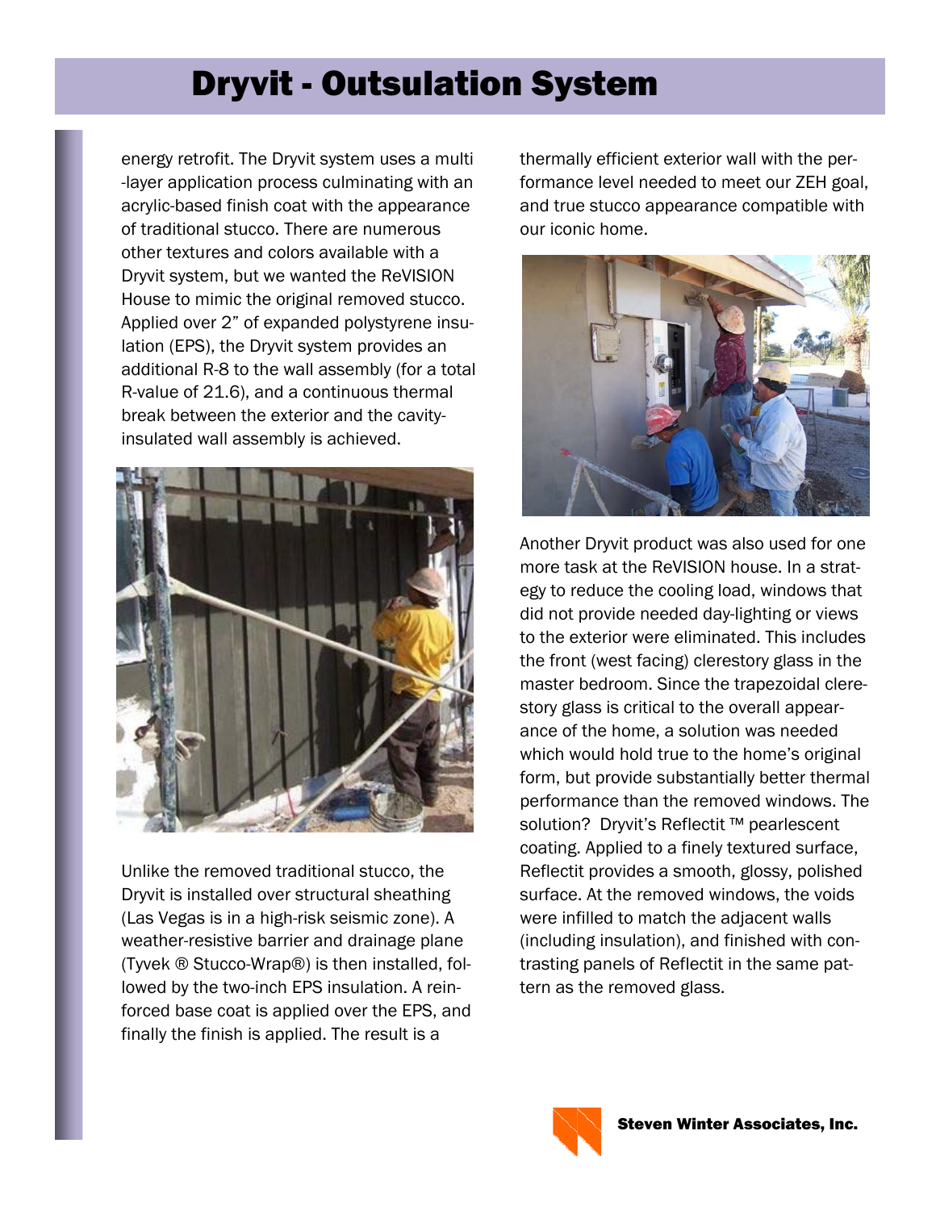# Dryvit - Outsulation System

energy retrofit. The Dryvit system uses a multi-layer application process culminating with an acrylic-based finish coat with the appearance of traditional stucco. There are numerous other textures and colors available with a Dryvit system, but we wanted the ReVISION House to mimic the original removed stucco. Applied over 2" of expanded polystyrene insulation (EPS), the Dryvit system provides an additional R-8 to the wall assembly (for a total R-value of 21.6), and a continuous thermal break between the exterior and the cavity-insulated wall assembly is achieved.

Unlike the removed traditional stucco, the Dryvit is installed over structural sheathing (Las Vegas is in a high-risk seismic zone). A weather-resistive barrier and drainage plane (Tyvek ® Stucco-Wrap®) is then installed, followed by the two-inch EPS insulation. A reinforced base coat is applied over the EPS, and finally the finish is applied. The result is a thermally efficient exterior wall with the performance level needed to meet our ZEH goal, and true stucco appearance compatible with our iconic home.

Another Dryvit product was also used for one more task at the ReVISION house. In a strategy to reduce the cooling load, windows that did not provide needed day-lighting or views to the exterior were eliminated. This includes the front (west facing) clerestory glass in the master bedroom. Since the trapezoidal clerestory glass is critical to the overall appearance of the home, a solution was needed which would hold true to the home's original form, but provide substantially better thermal performance than the removed windows. The solution? Dryvit's Reflectit ™ pearlescent coating. Applied to a finely textured surface, Reflectit provides a smooth, glossy, polished surface. At the removed windows, the voids were infilled to match the adjacent walls (including insulation), and finished with contrasting panels of Reflectit in the same pattern as the removed glass.